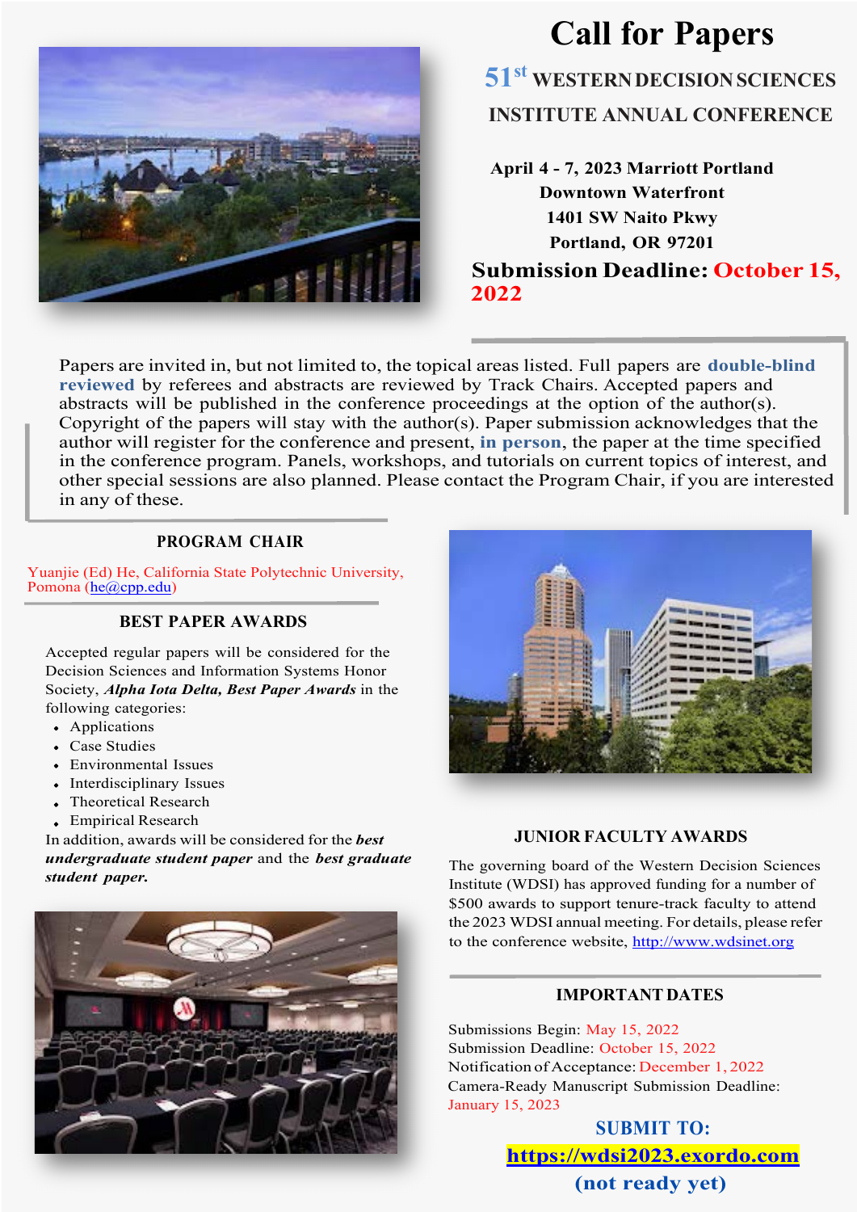# Call for Papers

## 51st WESTERN DECISION SCIENCES INSTITUTE ANNUAL CONFERENCE

**April 4 - 7, 2023 Marriott Portland Downtown Waterfront**
**1401 SW Naito Pkwy**
**Portland, OR 97201**

**Submission Deadline: October 15, 2022**

Papers are invited in, but not limited to, the topical areas listed. Full papers are **double-blind reviewed** by referees and abstracts are reviewed by Track Chairs. Accepted papers and abstracts will be published in the conference proceedings at the option of the author(s). Copyright of the papers will stay with the author(s). Paper submission acknowledges that the author will register for the conference and present, **in person**, the paper at the time specified in the conference program. Panels, workshops, and tutorials on current topics of interest, and other special sessions are also planned. Please contact the Program Chair, if you are interested in any of these.

### PROGRAM CHAIR

Yuanjie (Ed) He, California State Polytechnic University, Pomona (he@cpp.edu)

### BEST PAPER AWARDS

Accepted regular papers will be considered for the Decision Sciences and Information Systems Honor Society, ***Alpha Iota Delta, Best Paper Awards*** in the following categories:

- Applications
- Case Studies
- Environmental Issues
- Interdisciplinary Issues
- Theoretical Research
- Empirical Research

In addition, awards will be considered for the ***best undergraduate student paper*** and the ***best graduate student paper.***

### JUNIOR FACULTY AWARDS

The governing board of the Western Decision Sciences Institute (WDSI) has approved funding for a number of $500 awards to support tenure-track faculty to attend the 2023 WDSI annual meeting. For details, please refer to the conference website, http://www.wdsinet.org

### IMPORTANT DATES

Submissions Begin: May 15, 2022
Submission Deadline: October 15, 2022
Notification of Acceptance: December 1, 2022
Camera-Ready Manuscript Submission Deadline: January 15, 2023

**SUBMIT TO:**

**https://wdsi2023.exordo.com**

**(not ready yet)**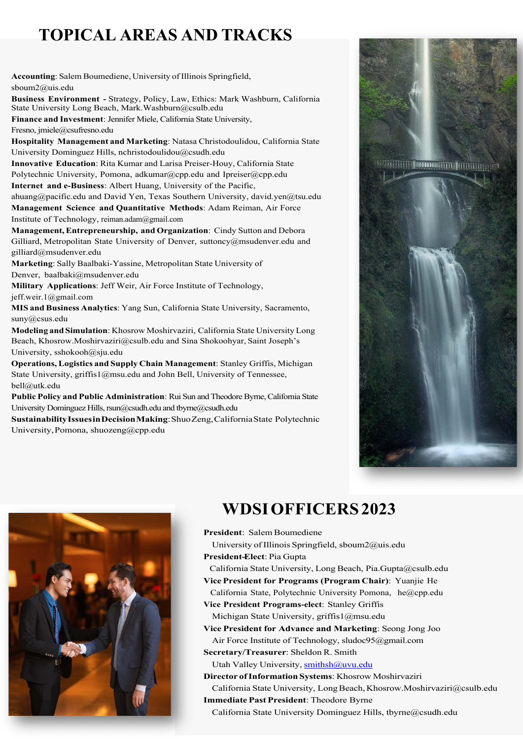# TOPICAL AREAS AND TRACKS

**Accounting**: Salem Boumediene, University of Illinois Springfield, sboum2@uis.edu

**Business Environment -** Strategy, Policy, Law, Ethics: Mark Washburn, California State University Long Beach, Mark.Washburn@csulb.edu

**Finance and Investment**: Jennifer Miele, California State University, Fresno, jmiele@csufresno.edu

**Hospitality Management and Marketing**: Natasa Christodoulidou, California State University Dominguez Hills, nchristodoulidou@csudh.edu

**Innovative Education**: Rita Kumar and Larisa Preiser-Houy, California State Polytechnic University, Pomona, adkumar@cpp.edu and Ipreiser@cpp.edu

**Internet and e-Business**: Albert Huang, University of the Pacific, ahuang@pacific.edu and David Yen, Texas Southern University, david.yen@tsu.edu

**Management Science and Quantitative Methods**: Adam Reiman, Air Force Institute of Technology, reiman.adam@gmail.com

**Management, Entrepreneurship, and Organization**: Cindy Sutton and Debora Gilliard, Metropolitan State University of Denver, suttoncy@msudenver.edu and gilliard@msudenver.edu

**Marketing**: Sally Baalbaki-Yassine, Metropolitan State University of Denver, baalbaki@msudenver.edu

**Military Applications**: Jeff Weir, Air Force Institute of Technology, jeff.weir.1@gmail.com

**MIS and Business Analytics**: Yang Sun, California State University, Sacramento, suny@csus.edu

**Modeling and Simulation**: Khosrow Moshirvaziri, California State University Long Beach, Khosrow.Moshirvaziri@csulb.edu and Sina Shokoohyar, Saint Joseph's University, sshokooh@sju.edu

**Operations, Logistics and Supply Chain Management**: Stanley Griffis, Michigan State University, griffis1@msu.edu and John Bell, University of Tennessee, bell@utk.edu

**Public Policy and Public Administration**: Rui Sun and Theodore Byrne, California State University Dominguez Hills, rsun@csudh.edu and tbyrne@csudh.edu

**Sustainability Issues in Decision Making**: Shuo Zeng, California State Polytechnic University, Pomona, shuozeng@cpp.edu

# WDSI OFFICERS 2023

**President**: Salem Boumediene
University of Illinois Springfield, sboum2@uis.edu

**President-Elect**: Pia Gupta
California State University, Long Beach, Pia.Gupta@csulb.edu

**Vice President for Programs (Program Chair)**: Yuanjie He
California State, Polytechnic University Pomona, he@cpp.edu

**Vice President Programs-elect**: Stanley Griffis
Michigan State University, griffis1@msu.edu

**Vice President for Advance and Marketing**: Seong Jong Joo
Air Force Institute of Technology, sludoc95@gmail.com

**Secretary/Treasurer**: Sheldon R. Smith
Utah Valley University, smithsh@uvu.edu

**Director of Information Systems**: Khosrow Moshirvaziri
California State University, Long Beach, Khosrow.Moshirvaziri@csulb.edu

**Immediate Past President**: Theodore Byrne
California State University Dominguez Hills, tbyrne@csudh.edu